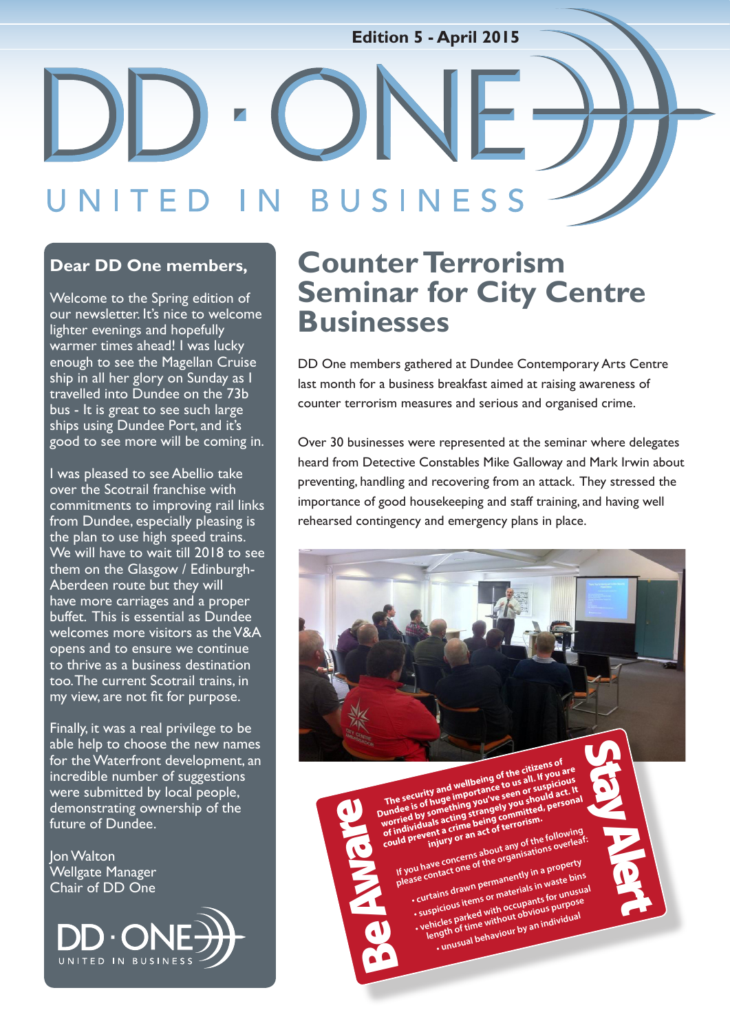Edition 5 - April 2015

# DD · ONE

UNITED IN BUSINESS

## Dear DD One members,

Welcome to the Spring edition of our newsletter. It's nice to welcome lighter evenings and hopefully warmer times ahead! I was lucky enough to see the Magellan Cruise ship in all her glory on Sunday as I travelled into Dundee on the 73b bus - It is great to see such large ships using Dundee Port, and it's good to see more will be coming in.

I was pleased to see Abellio take over the Scotrail franchise with commitments to improving rail links from Dundee, especially pleasing is the plan to use high speed trains. We will have to wait till 2018 to see them on the Glasgow / Edinburgh-Aberdeen route but they will have more carriages and a proper buffet. This is essential as Dundee welcomes more visitors as the V&A opens and to ensure we continue to thrive as a business destination too. The current Scotrail trains, in my view, are not fit for purpose.

Finally, it was a real privilege to be able help to choose the new names for the Waterfront development, an incredible number of suggestions were submitted by local people, demonstrating ownership of the future of Dundee.

Jon Walton
Wellgate Manager
Chair of DD One

DD · ONE
UNITED IN BUSINESS

# Counter Terrorism Seminar for City Centre Businesses

DD One members gathered at Dundee Contemporary Arts Centre last month for a business breakfast aimed at raising awareness of counter terrorism measures and serious and organised crime.

Over 30 businesses were represented at the seminar where delegates heard from Detective Constables Mike Galloway and Mark Irwin about preventing, handling and recovering from an attack. They stressed the importance of good housekeeping and staff training, and having well rehearsed contingency and emergency plans in place.

**Be Aware**

**The security and wellbeing of the citizens of Dundee is of huge importance to us all. If you are worried by something you've seen or suspicious of individuals acting strangely you should act. It could prevent a crime being committed, personal injury or an act of terrorism.**

If you have concerns about any of the following please contact one of the organisations overleaf:

- curtains drawn permanently in a property
- suspicious items or materials in waste bins
- vehicles parked with occupants for unusual length of time without obvious purpose
- unusual behaviour by an individual

**Stay Alert**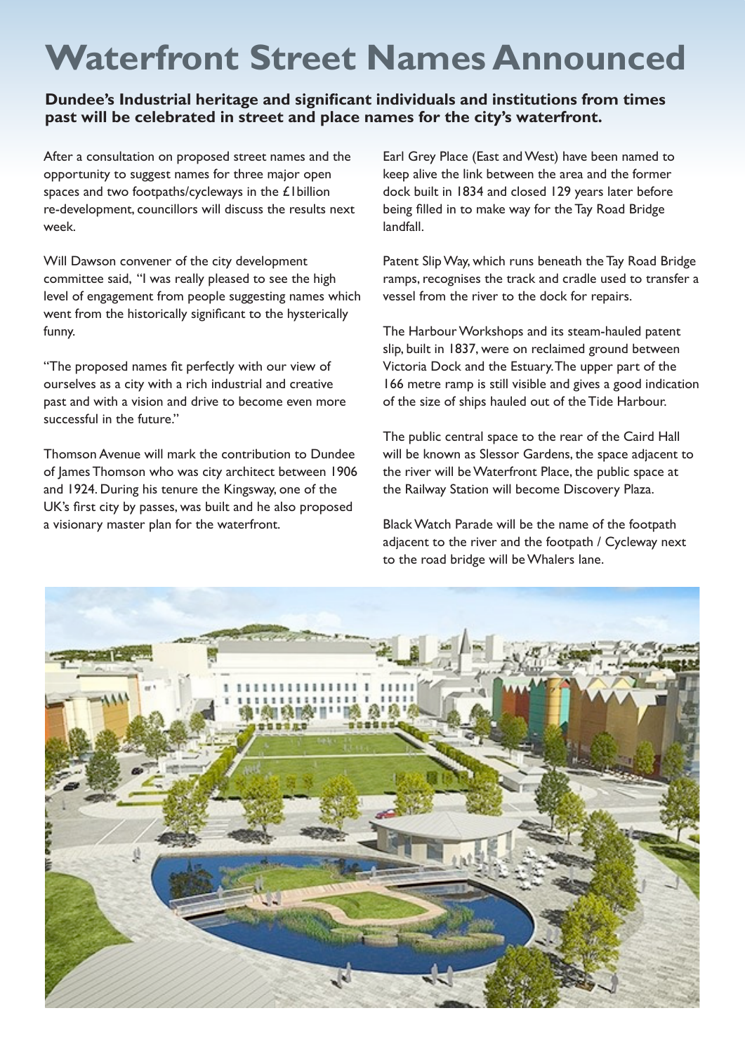# Waterfront Street Names Announced

**Dundee's Industrial heritage and significant individuals and institutions from times past will be celebrated in street and place names for the city's waterfront.**

After a consultation on proposed street names and the opportunity to suggest names for three major open spaces and two footpaths/cycleways in the £1billion re-development, councillors will discuss the results next week.

Will Dawson convener of the city development committee said, "I was really pleased to see the high level of engagement from people suggesting names which went from the historically significant to the hysterically funny.

"The proposed names fit perfectly with our view of ourselves as a city with a rich industrial and creative past and with a vision and drive to become even more successful in the future."

Thomson Avenue will mark the contribution to Dundee of James Thomson who was city architect between 1906 and 1924. During his tenure the Kingsway, one of the UK's first city by passes, was built and he also proposed a visionary master plan for the waterfront.

Earl Grey Place (East and West) have been named to keep alive the link between the area and the former dock built in 1834 and closed 129 years later before being filled in to make way for the Tay Road Bridge landfall.

Patent Slip Way, which runs beneath the Tay Road Bridge ramps, recognises the track and cradle used to transfer a vessel from the river to the dock for repairs.

The Harbour Workshops and its steam-hauled patent slip, built in 1837, were on reclaimed ground between Victoria Dock and the Estuary. The upper part of the 166 metre ramp is still visible and gives a good indication of the size of ships hauled out of the Tide Harbour.

The public central space to the rear of the Caird Hall will be known as Slessor Gardens, the space adjacent to the river will be Waterfront Place, the public space at the Railway Station will become Discovery Plaza.

Black Watch Parade will be the name of the footpath adjacent to the river and the footpath / Cycleway next to the road bridge will be Whalers lane.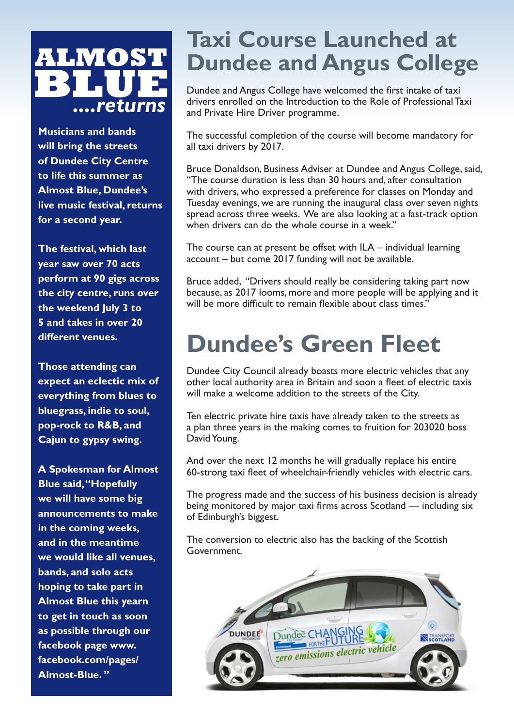# ALMOST BLUE ....returns

**Musicians and bands will bring the streets of Dundee City Centre to life this summer as Almost Blue, Dundee's live music festival, returns for a second year.**

**The festival, which last year saw over 70 acts perform at 90 gigs across the city centre, runs over the weekend July 3 to 5 and takes in over 20 different venues.**

**Those attending can expect an eclectic mix of everything from blues to bluegrass, indie to soul, pop-rock to R&B, and Cajun to gypsy swing.**

**A Spokesman for Almost Blue said, "Hopefully we will have some big announcements to make in the coming weeks, and in the meantime we would like all venues, bands, and solo acts hoping to take part in Almost Blue this yearn to get in touch as soon as possible through our facebook page www.facebook.com/pages/Almost-Blue."**

# Taxi Course Launched at Dundee and Angus College

Dundee and Angus College have welcomed the first intake of taxi drivers enrolled on the Introduction to the Role of Professional Taxi and Private Hire Driver programme.

The successful completion of the course will become mandatory for all taxi drivers by 2017.

Bruce Donaldson, Business Adviser at Dundee and Angus College, said, "The course duration is less than 30 hours and, after consultation with drivers, who expressed a preference for classes on Monday and Tuesday evenings, we are running the inaugural class over seven nights spread across three weeks. We are also looking at a fast-track option when drivers can do the whole course in a week."

The course can at present be offset with ILA – individual learning account – but come 2017 funding will not be available.

Bruce added, "Drivers should really be considering taking part now because, as 2017 looms, more and more people will be applying and it will be more difficult to remain flexible about class times."

# Dundee's Green Fleet

Dundee City Council already boasts more electric vehicles that any other local authority area in Britain and soon a fleet of electric taxis will make a welcome addition to the streets of the City.

Ten electric private hire taxis have already taken to the streets as a plan three years in the making comes to fruition for 203020 boss David Young.

And over the next 12 months he will gradually replace his entire 60-strong taxi fleet of wheelchair-friendly vehicles with electric cars.

The progress made and the success of his business decision is already being monitored by major taxi firms across Scotland — including six of Edinburgh's biggest.

The conversion to electric also has the backing of the Scottish Government.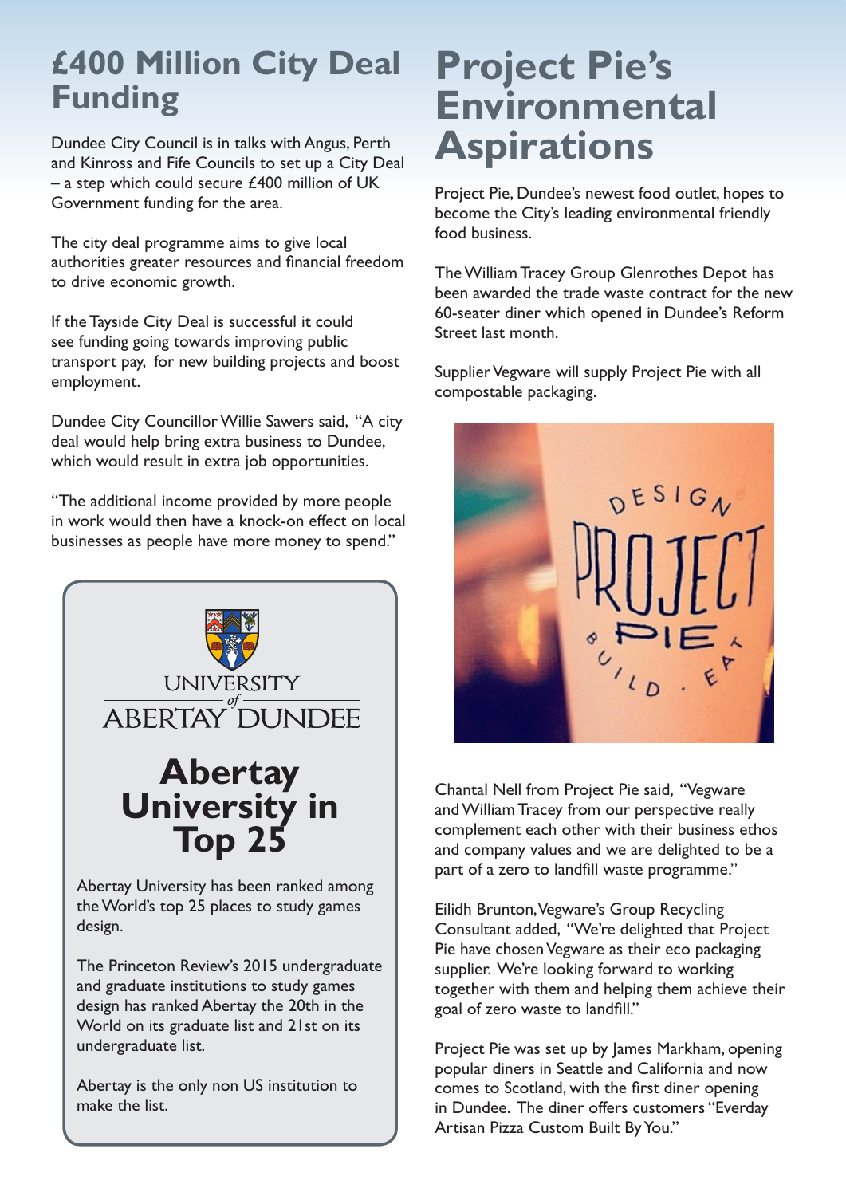## £400 Million City Deal Funding

Dundee City Council is in talks with Angus, Perth and Kinross and Fife Councils to set up a City Deal – a step which could secure £400 million of UK Government funding for the area.

The city deal programme aims to give local authorities greater resources and financial freedom to drive economic growth.

If the Tayside City Deal is successful it could see funding going towards improving public transport pay, for new building projects and boost employment.

Dundee City Councillor Willie Sawers said, "A city deal would help bring extra business to Dundee, which would result in extra job opportunities.

"The additional income provided by more people in work would then have a knock-on effect on local businesses as people have more money to spend."

UNIVERSITY *of* ABERTAY DUNDEE

### Abertay University in Top 25

Abertay University has been ranked among the World's top 25 places to study games design.

The Princeton Review's 2015 undergraduate and graduate institutions to study games design has ranked Abertay the 20th in the World on its graduate list and 21st on its undergraduate list.

Abertay is the only non US institution to make the list.

## Project Pie's Environmental Aspirations

Project Pie, Dundee's newest food outlet, hopes to become the City's leading environmental friendly food business.

The William Tracey Group Glenrothes Depot has been awarded the trade waste contract for the new 60-seater diner which opened in Dundee's Reform Street last month.

Supplier Vegware will supply Project Pie with all compostable packaging.

Chantal Nell from Project Pie said, "Vegware and William Tracey from our perspective really complement each other with their business ethos and company values and we are delighted to be a part of a zero to landfill waste programme."

Eilidh Brunton, Vegware's Group Recycling Consultant added, "We're delighted that Project Pie have chosen Vegware as their eco packaging supplier. We're looking forward to working together with them and helping them achieve their goal of zero waste to landfill."

Project Pie was set up by James Markham, opening popular diners in Seattle and California and now comes to Scotland, with the first diner opening in Dundee. The diner offers customers "Everday Artisan Pizza Custom Built By You."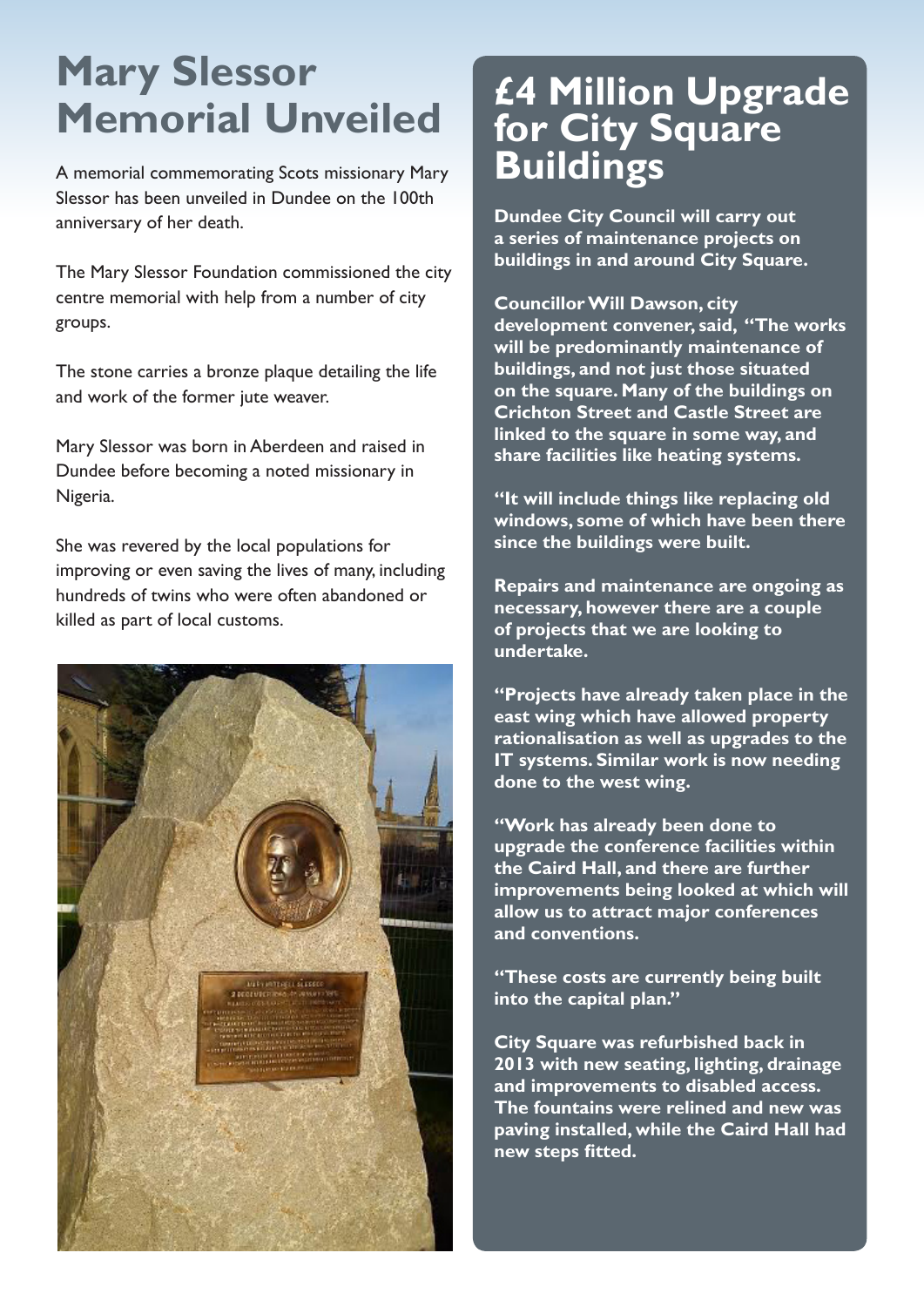# Mary Slessor Memorial Unveiled

A memorial commemorating Scots missionary Mary Slessor has been unveiled in Dundee on the 100th anniversary of her death.

The Mary Slessor Foundation commissioned the city centre memorial with help from a number of city groups.

The stone carries a bronze plaque detailing the life and work of the former jute weaver.

Mary Slessor was born in Aberdeen and raised in Dundee before becoming a noted missionary in Nigeria.

She was revered by the local populations for improving or even saving the lives of many, including hundreds of twins who were often abandoned or killed as part of local customs.

# £4 Million Upgrade for City Square Buildings

**Dundee City Council will carry out a series of maintenance projects on buildings in and around City Square.**

**Councillor Will Dawson, city development convener, said, "The works will be predominantly maintenance of buildings, and not just those situated on the square. Many of the buildings on Crichton Street and Castle Street are linked to the square in some way, and share facilities like heating systems.**

**"It will include things like replacing old windows, some of which have been there since the buildings were built.**

**Repairs and maintenance are ongoing as necessary, however there are a couple of projects that we are looking to undertake.**

**"Projects have already taken place in the east wing which have allowed property rationalisation as well as upgrades to the IT systems. Similar work is now needing done to the west wing.**

**"Work has already been done to upgrade the conference facilities within the Caird Hall, and there are further improvements being looked at which will allow us to attract major conferences and conventions.**

**"These costs are currently being built into the capital plan."**

**City Square was refurbished back in 2013 with new seating, lighting, drainage and improvements to disabled access. The fountains were relined and new was paving installed, while the Caird Hall had new steps fitted.**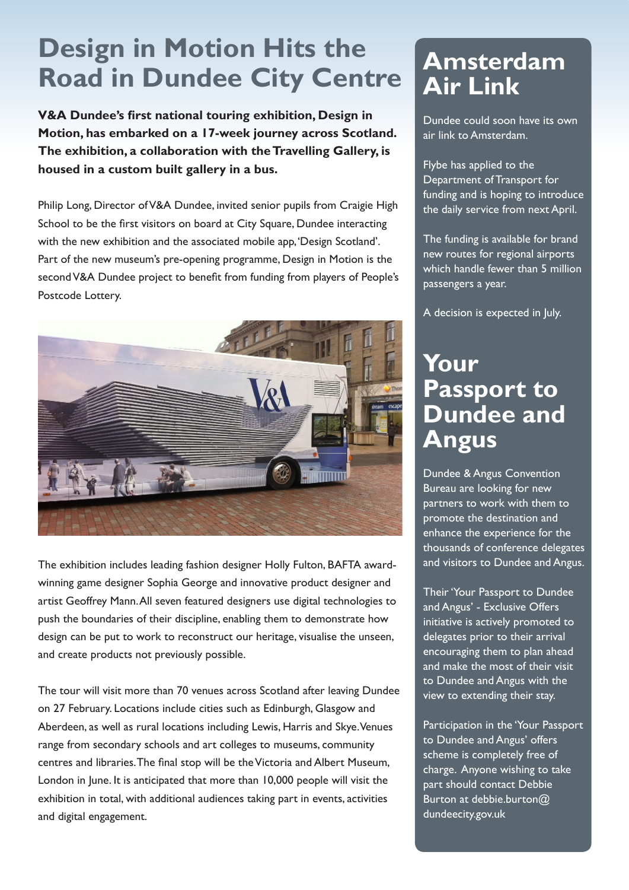# Design in Motion Hits the Road in Dundee City Centre

**V&A Dundee's first national touring exhibition, Design in Motion, has embarked on a 17-week journey across Scotland. The exhibition, a collaboration with the Travelling Gallery, is housed in a custom built gallery in a bus.**

Philip Long, Director of V&A Dundee, invited senior pupils from Craigie High School to be the first visitors on board at City Square, Dundee interacting with the new exhibition and the associated mobile app, 'Design Scotland'. Part of the new museum's pre-opening programme, Design in Motion is the second V&A Dundee project to benefit from funding from players of People's Postcode Lottery.

The exhibition includes leading fashion designer Holly Fulton, BAFTA award-winning game designer Sophia George and innovative product designer and artist Geoffrey Mann. All seven featured designers use digital technologies to push the boundaries of their discipline, enabling them to demonstrate how design can be put to work to reconstruct our heritage, visualise the unseen, and create products not previously possible.

The tour will visit more than 70 venues across Scotland after leaving Dundee on 27 February. Locations include cities such as Edinburgh, Glasgow and Aberdeen, as well as rural locations including Lewis, Harris and Skye. Venues range from secondary schools and art colleges to museums, community centres and libraries. The final stop will be the Victoria and Albert Museum, London in June. It is anticipated that more than 10,000 people will visit the exhibition in total, with additional audiences taking part in events, activities and digital engagement.

# Amsterdam Air Link

Dundee could soon have its own air link to Amsterdam.

Flybe has applied to the Department of Transport for funding and is hoping to introduce the daily service from next April.

The funding is available for brand new routes for regional airports which handle fewer than 5 million passengers a year.

A decision is expected in July.

# Your Passport to Dundee and Angus

Dundee & Angus Convention Bureau are looking for new partners to work with them to promote the destination and enhance the experience for the thousands of conference delegates and visitors to Dundee and Angus.

Their 'Your Passport to Dundee and Angus' - Exclusive Offers initiative is actively promoted to delegates prior to their arrival encouraging them to plan ahead and make the most of their visit to Dundee and Angus with the view to extending their stay.

Participation in the 'Your Passport to Dundee and Angus' offers scheme is completely free of charge. Anyone wishing to take part should contact Debbie Burton at debbie.burton@dundeecity.gov.uk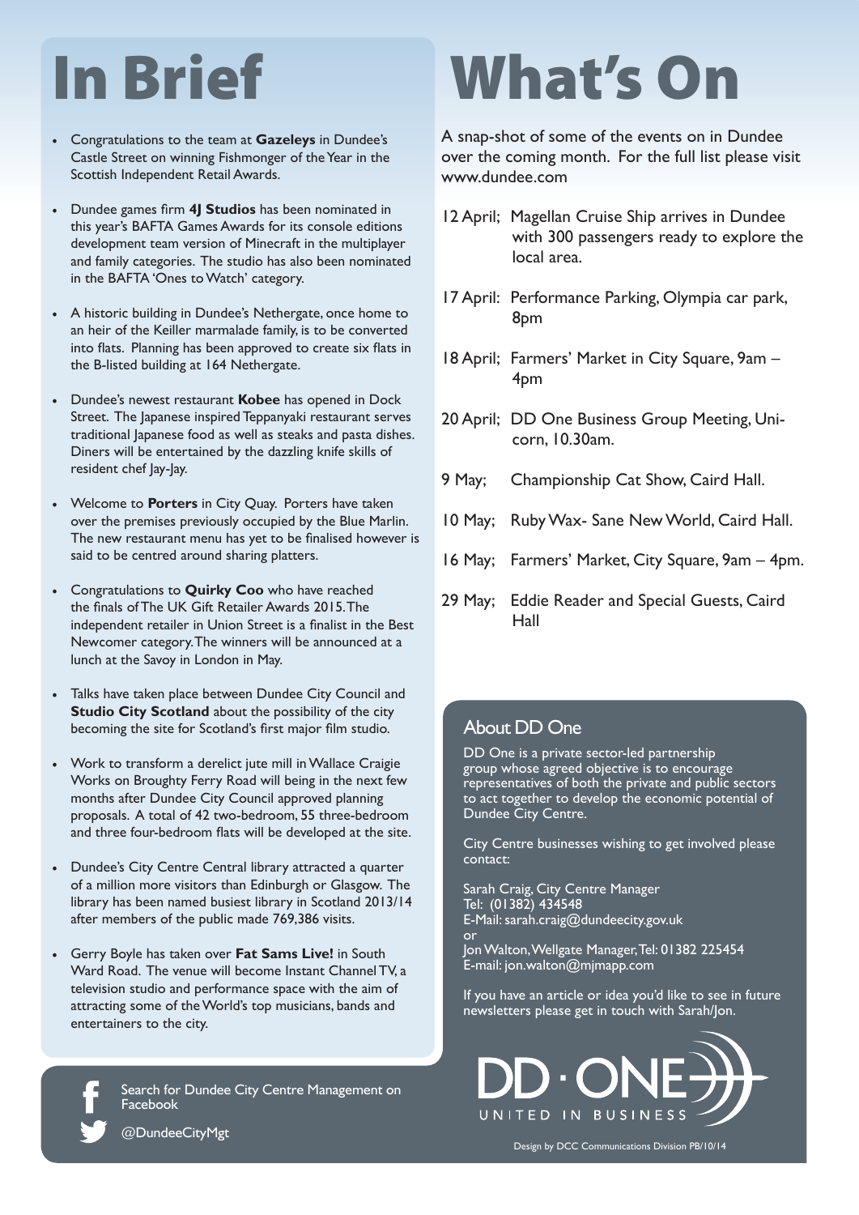# In Brief

- Congratulations to the team at **Gazeleys** in Dundee's Castle Street on winning Fishmonger of the Year in the Scottish Independent Retail Awards.
- Dundee games firm **4J Studios** has been nominated in this year's BAFTA Games Awards for its console editions development team version of Minecraft in the multiplayer and family categories. The studio has also been nominated in the BAFTA 'Ones to Watch' category.
- A historic building in Dundee's Nethergate, once home to an heir of the Keiller marmalade family, is to be converted into flats. Planning has been approved to create six flats in the B-listed building at 164 Nethergate.
- Dundee's newest restaurant **Kobee** has opened in Dock Street. The Japanese inspired Teppanyaki restaurant serves traditional Japanese food as well as steaks and pasta dishes. Diners will be entertained by the dazzling knife skills of resident chef Jay-Jay.
- Welcome to **Porters** in City Quay. Porters have taken over the premises previously occupied by the Blue Marlin. The new restaurant menu has yet to be finalised however is said to be centred around sharing platters.
- Congratulations to **Quirky Coo** who have reached the finals of The UK Gift Retailer Awards 2015. The independent retailer in Union Street is a finalist in the Best Newcomer category. The winners will be announced at a lunch at the Savoy in London in May.
- Talks have taken place between Dundee City Council and **Studio City Scotland** about the possibility of the city becoming the site for Scotland's first major film studio.
- Work to transform a derelict jute mill in Wallace Craigie Works on Broughty Ferry Road will being in the next few months after Dundee City Council approved planning proposals. A total of 42 two-bedroom, 55 three-bedroom and three four-bedroom flats will be developed at the site.
- Dundee's City Centre Central library attracted a quarter of a million more visitors than Edinburgh or Glasgow. The library has been named busiest library in Scotland 2013/14 after members of the public made 769,386 visits.
- Gerry Boyle has taken over **Fat Sams Live!** in South Ward Road. The venue will become Instant Channel TV, a television studio and performance space with the aim of attracting some of the World's top musicians, bands and entertainers to the city.

Search for Dundee City Centre Management on Facebook

@DundeeCityMgt

# What's On

A snap-shot of some of the events on in Dundee over the coming month. For the full list please visit www.dundee.com

12 April; Magellan Cruise Ship arrives in Dundee with 300 passengers ready to explore the local area.

17 April: Performance Parking, Olympia car park, 8pm

18 April; Farmers' Market in City Square, 9am – 4pm

20 April; DD One Business Group Meeting, Unicorn, 10.30am.

9 May; Championship Cat Show, Caird Hall.

10 May; Ruby Wax- Sane New World, Caird Hall.

16 May; Farmers' Market, City Square, 9am – 4pm.

29 May; Eddie Reader and Special Guests, Caird Hall

## About DD One

DD One is a private sector-led partnership group whose agreed objective is to encourage representatives of both the private and public sectors to act together to develop the economic potential of Dundee City Centre.

City Centre businesses wishing to get involved please contact:

Sarah Craig, City Centre Manager
Tel: (01382) 434548
E-Mail: sarah.craig@dundeecity.gov.uk
or
Jon Walton, Wellgate Manager, Tel: 01382 225454
E-mail: jon.walton@mjmapp.com

If you have an article or idea you'd like to see in future newsletters please get in touch with Sarah/Jon.

DD · ONE
UNITED IN BUSINESS

Design by DCC Communications Division PB/10/14